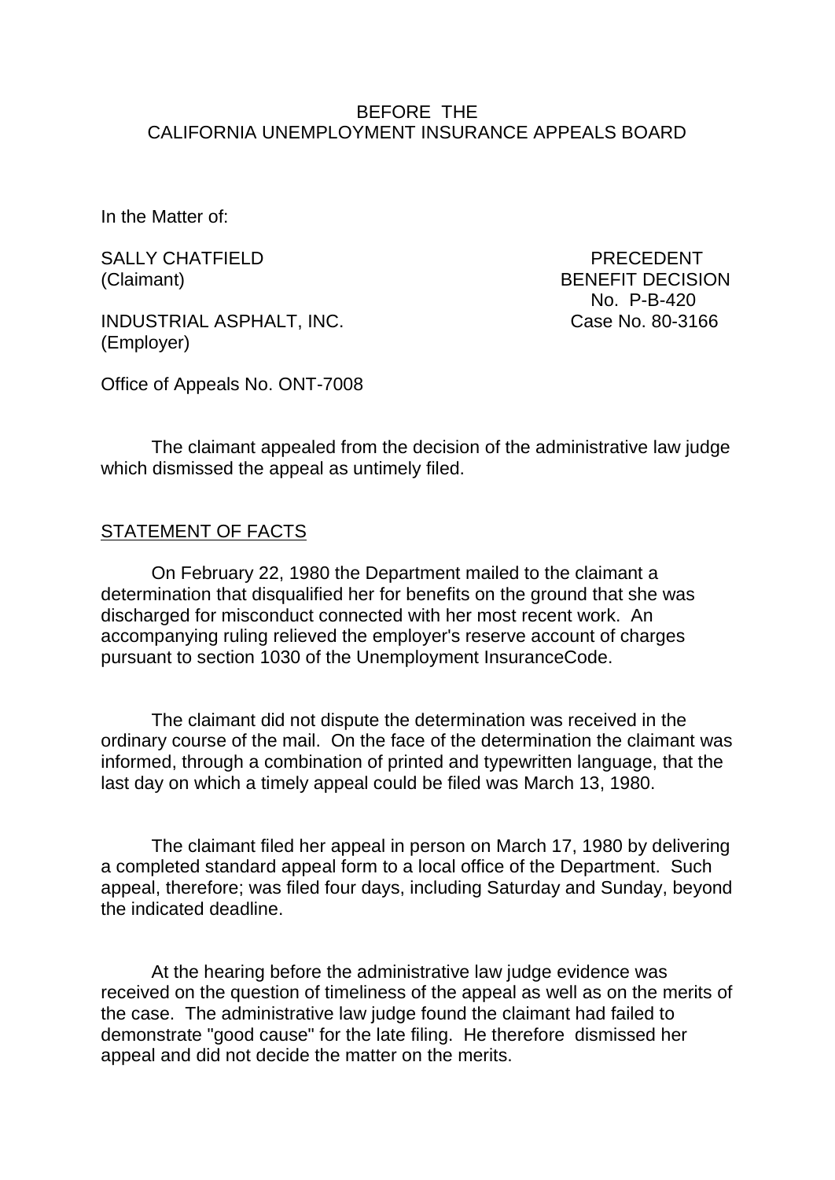BEFORE THE
CALIFORNIA UNEMPLOYMENT INSURANCE APPEALS BOARD

In the Matter of:

SALLY CHATFIELD
(Claimant)

INDUSTRIAL ASPHALT, INC.
(Employer)

PRECEDENT
BENEFIT DECISION
No. P-B-420
Case No. 80-3166

Office of Appeals No. ONT-7008

The claimant appealed from the decision of the administrative law judge which dismissed the appeal as untimely filed.

## STATEMENT OF FACTS

On February 22, 1980 the Department mailed to the claimant a determination that disqualified her for benefits on the ground that she was discharged for misconduct connected with her most recent work. An accompanying ruling relieved the employer's reserve account of charges pursuant to section 1030 of the Unemployment InsuranceCode.

The claimant did not dispute the determination was received in the ordinary course of the mail. On the face of the determination the claimant was informed, through a combination of printed and typewritten language, that the last day on which a timely appeal could be filed was March 13, 1980.

The claimant filed her appeal in person on March 17, 1980 by delivering a completed standard appeal form to a local office of the Department. Such appeal, therefore; was filed four days, including Saturday and Sunday, beyond the indicated deadline.

At the hearing before the administrative law judge evidence was received on the question of timeliness of the appeal as well as on the merits of the case. The administrative law judge found the claimant had failed to demonstrate "good cause" for the late filing. He therefore dismissed her appeal and did not decide the matter on the merits.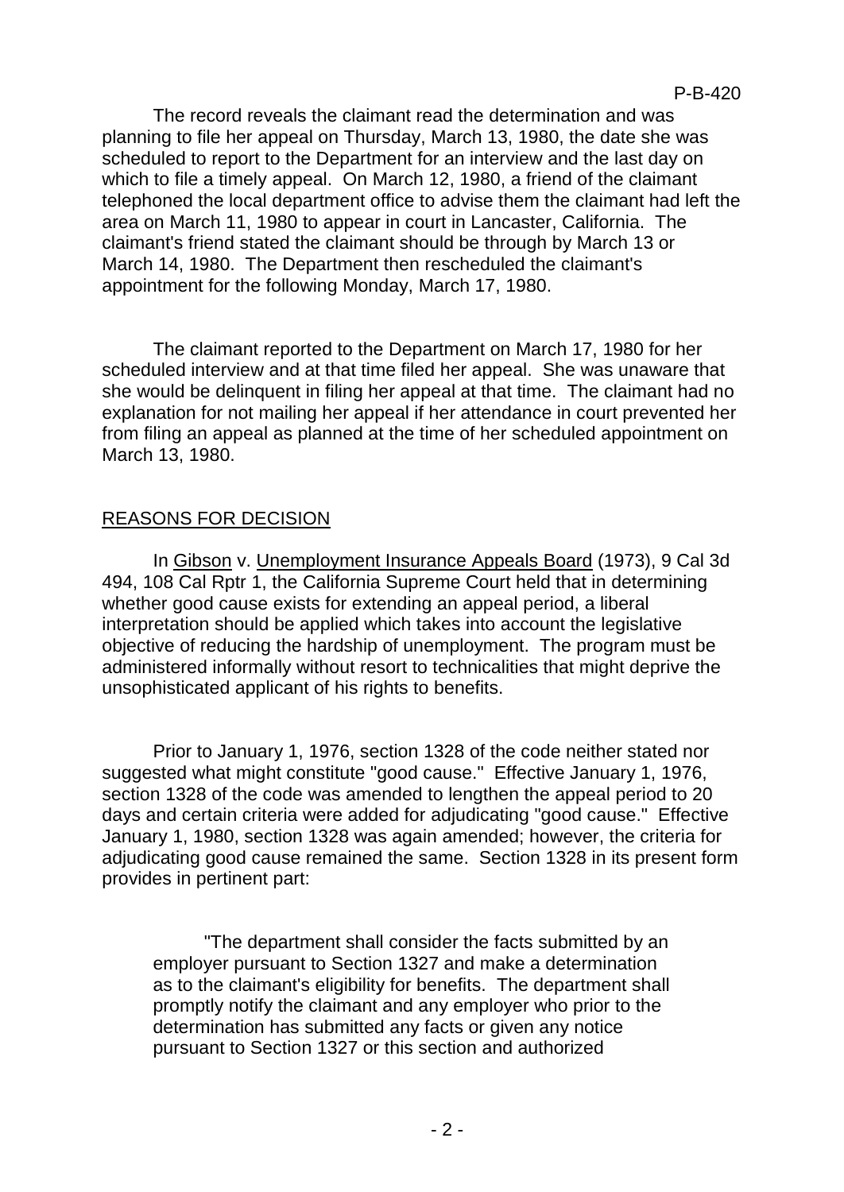The record reveals the claimant read the determination and was planning to file her appeal on Thursday, March 13, 1980, the date she was scheduled to report to the Department for an interview and the last day on which to file a timely appeal. On March 12, 1980, a friend of the claimant telephoned the local department office to advise them the claimant had left the area on March 11, 1980 to appear in court in Lancaster, California. The claimant's friend stated the claimant should be through by March 13 or March 14, 1980. The Department then rescheduled the claimant's appointment for the following Monday, March 17, 1980.

The claimant reported to the Department on March 17, 1980 for her scheduled interview and at that time filed her appeal. She was unaware that she would be delinquent in filing her appeal at that time. The claimant had no explanation for not mailing her appeal if her attendance in court prevented her from filing an appeal as planned at the time of her scheduled appointment on March 13, 1980.

## REASONS FOR DECISION

In Gibson v. Unemployment Insurance Appeals Board (1973), 9 Cal 3d 494, 108 Cal Rptr 1, the California Supreme Court held that in determining whether good cause exists for extending an appeal period, a liberal interpretation should be applied which takes into account the legislative objective of reducing the hardship of unemployment. The program must be administered informally without resort to technicalities that might deprive the unsophisticated applicant of his rights to benefits.

Prior to January 1, 1976, section 1328 of the code neither stated nor suggested what might constitute "good cause." Effective January 1, 1976, section 1328 of the code was amended to lengthen the appeal period to 20 days and certain criteria were added for adjudicating "good cause." Effective January 1, 1980, section 1328 was again amended; however, the criteria for adjudicating good cause remained the same. Section 1328 in its present form provides in pertinent part:

> "The department shall consider the facts submitted by an employer pursuant to Section 1327 and make a determination as to the claimant's eligibility for benefits. The department shall promptly notify the claimant and any employer who prior to the determination has submitted any facts or given any notice pursuant to Section 1327 or this section and authorized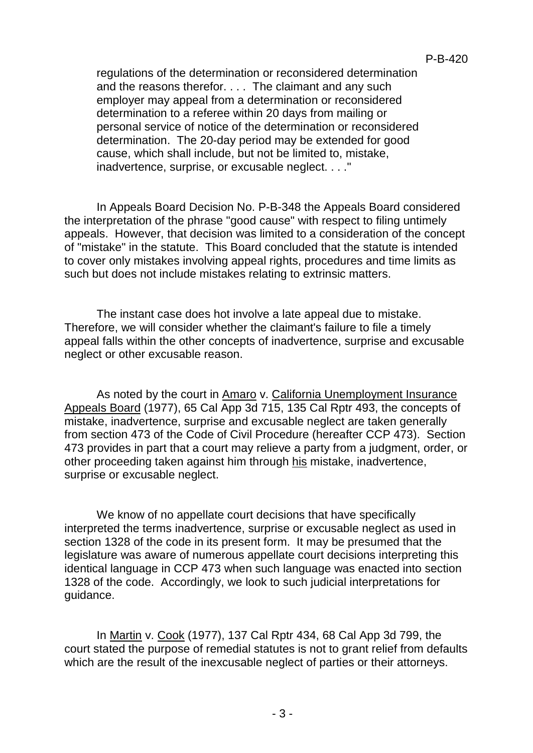> regulations of the determination or reconsidered determination and the reasons therefor. . . . The claimant and any such employer may appeal from a determination or reconsidered determination to a referee within 20 days from mailing or personal service of notice of the determination or reconsidered determination. The 20-day period may be extended for good cause, which shall include, but not be limited to, mistake, inadvertence, surprise, or excusable neglect. . . ."

In Appeals Board Decision No. P-B-348 the Appeals Board considered the interpretation of the phrase "good cause" with respect to filing untimely appeals. However, that decision was limited to a consideration of the concept of "mistake" in the statute. This Board concluded that the statute is intended to cover only mistakes involving appeal rights, procedures and time limits as such but does not include mistakes relating to extrinsic matters.

The instant case does hot involve a late appeal due to mistake. Therefore, we will consider whether the claimant's failure to file a timely appeal falls within the other concepts of inadvertence, surprise and excusable neglect or other excusable reason.

As noted by the court in Amaro v. California Unemployment Insurance Appeals Board (1977), 65 Cal App 3d 715, 135 Cal Rptr 493, the concepts of mistake, inadvertence, surprise and excusable neglect are taken generally from section 473 of the Code of Civil Procedure (hereafter CCP 473). Section 473 provides in part that a court may relieve a party from a judgment, order, or other proceeding taken against him through his mistake, inadvertence, surprise or excusable neglect.

We know of no appellate court decisions that have specifically interpreted the terms inadvertence, surprise or excusable neglect as used in section 1328 of the code in its present form. It may be presumed that the legislature was aware of numerous appellate court decisions interpreting this identical language in CCP 473 when such language was enacted into section 1328 of the code. Accordingly, we look to such judicial interpretations for guidance.

In Martin v. Cook (1977), 137 Cal Rptr 434, 68 Cal App 3d 799, the court stated the purpose of remedial statutes is not to grant relief from defaults which are the result of the inexcusable neglect of parties or their attorneys.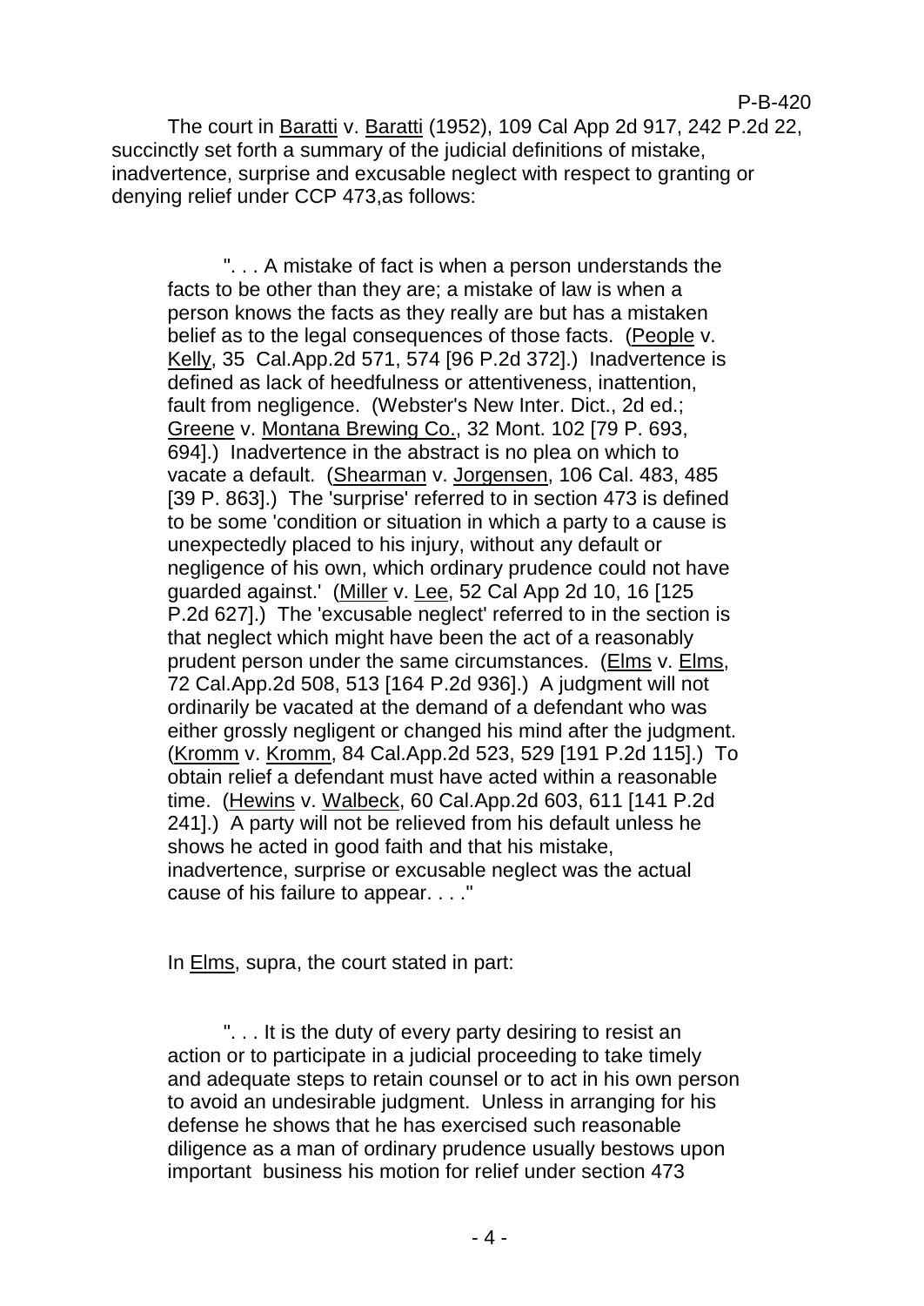The court in Baratti v. Baratti (1952), 109 Cal App 2d 917, 242 P.2d 22, succinctly set forth a summary of the judicial definitions of mistake, inadvertence, surprise and excusable neglect with respect to granting or denying relief under CCP 473,as follows:

> ". . . A mistake of fact is when a person understands the facts to be other than they are; a mistake of law is when a person knows the facts as they really are but has a mistaken belief as to the legal consequences of those facts. (People v. Kelly, 35 Cal.App.2d 571, 574 [96 P.2d 372].) Inadvertence is defined as lack of heedfulness or attentiveness, inattention, fault from negligence. (Webster's New Inter. Dict., 2d ed.; Greene v. Montana Brewing Co., 32 Mont. 102 [79 P. 693, 694].) Inadvertence in the abstract is no plea on which to vacate a default. (Shearman v. Jorgensen, 106 Cal. 483, 485 [39 P. 863].) The 'surprise' referred to in section 473 is defined to be some 'condition or situation in which a party to a cause is unexpectedly placed to his injury, without any default or negligence of his own, which ordinary prudence could not have guarded against.' (Miller v. Lee, 52 Cal App 2d 10, 16 [125 P.2d 627].) The 'excusable neglect' referred to in the section is that neglect which might have been the act of a reasonably prudent person under the same circumstances. (Elms v. Elms, 72 Cal.App.2d 508, 513 [164 P.2d 936].) A judgment will not ordinarily be vacated at the demand of a defendant who was either grossly negligent or changed his mind after the judgment. (Kromm v. Kromm, 84 Cal.App.2d 523, 529 [191 P.2d 115].) To obtain relief a defendant must have acted within a reasonable time. (Hewins v. Walbeck, 60 Cal.App.2d 603, 611 [141 P.2d 241].) A party will not be relieved from his default unless he shows he acted in good faith and that his mistake, inadvertence, surprise or excusable neglect was the actual cause of his failure to appear. . . ."

In Elms, supra, the court stated in part:

> ". . . It is the duty of every party desiring to resist an action or to participate in a judicial proceeding to take timely and adequate steps to retain counsel or to act in his own person to avoid an undesirable judgment. Unless in arranging for his defense he shows that he has exercised such reasonable diligence as a man of ordinary prudence usually bestows upon important business his motion for relief under section 473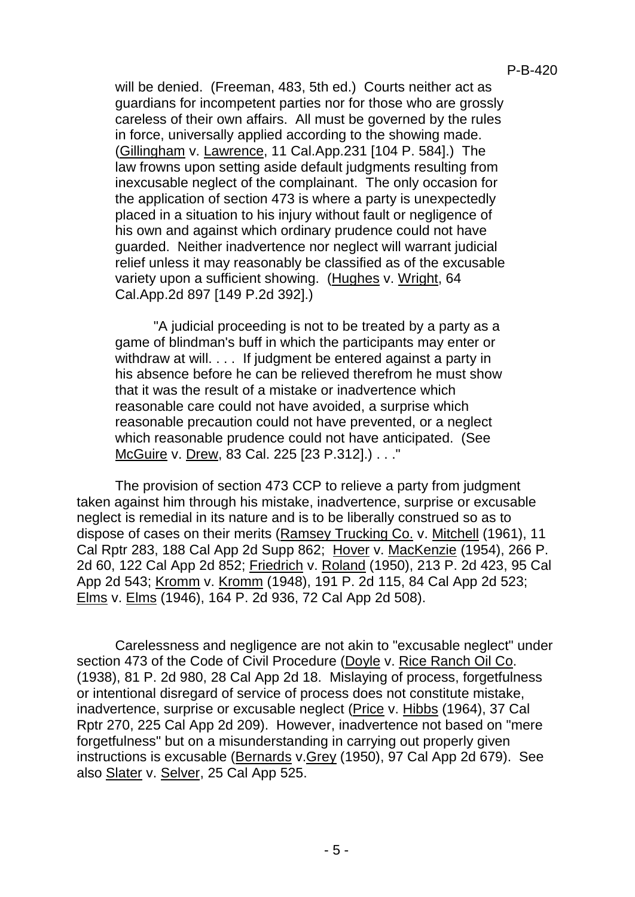will be denied. (Freeman, 483, 5th ed.) Courts neither act as guardians for incompetent parties nor for those who are grossly careless of their own affairs. All must be governed by the rules in force, universally applied according to the showing made. (Gillingham v. Lawrence, 11 Cal.App.231 [104 P. 584].) The law frowns upon setting aside default judgments resulting from inexcusable neglect of the complainant. The only occasion for the application of section 473 is where a party is unexpectedly placed in a situation to his injury without fault or negligence of his own and against which ordinary prudence could not have guarded. Neither inadvertence nor neglect will warrant judicial relief unless it may reasonably be classified as of the excusable variety upon a sufficient showing. (Hughes v. Wright, 64 Cal.App.2d 897 [149 P.2d 392].)

> "A judicial proceeding is not to be treated by a party as a game of blindman's buff in which the participants may enter or withdraw at will. . . . If judgment be entered against a party in his absence before he can be relieved therefrom he must show that it was the result of a mistake or inadvertence which reasonable care could not have avoided, a surprise which reasonable precaution could not have prevented, or a neglect which reasonable prudence could not have anticipated. (See McGuire v. Drew, 83 Cal. 225 [23 P.312].) . . ."

The provision of section 473 CCP to relieve a party from judgment taken against him through his mistake, inadvertence, surprise or excusable neglect is remedial in its nature and is to be liberally construed so as to dispose of cases on their merits (Ramsey Trucking Co. v. Mitchell (1961), 11 Cal Rptr 283, 188 Cal App 2d Supp 862; Hover v. MacKenzie (1954), 266 P. 2d 60, 122 Cal App 2d 852; Friedrich v. Roland (1950), 213 P. 2d 423, 95 Cal App 2d 543; Kromm v. Kromm (1948), 191 P. 2d 115, 84 Cal App 2d 523; Elms v. Elms (1946), 164 P. 2d 936, 72 Cal App 2d 508).

Carelessness and negligence are not akin to "excusable neglect" under section 473 of the Code of Civil Procedure (Doyle v. Rice Ranch Oil Co. (1938), 81 P. 2d 980, 28 Cal App 2d 18. Mislaying of process, forgetfulness or intentional disregard of service of process does not constitute mistake, inadvertence, surprise or excusable neglect (Price v. Hibbs (1964), 37 Cal Rptr 270, 225 Cal App 2d 209). However, inadvertence not based on "mere forgetfulness" but on a misunderstanding in carrying out properly given instructions is excusable (Bernards v.Grey (1950), 97 Cal App 2d 679). See also Slater v. Selver, 25 Cal App 525.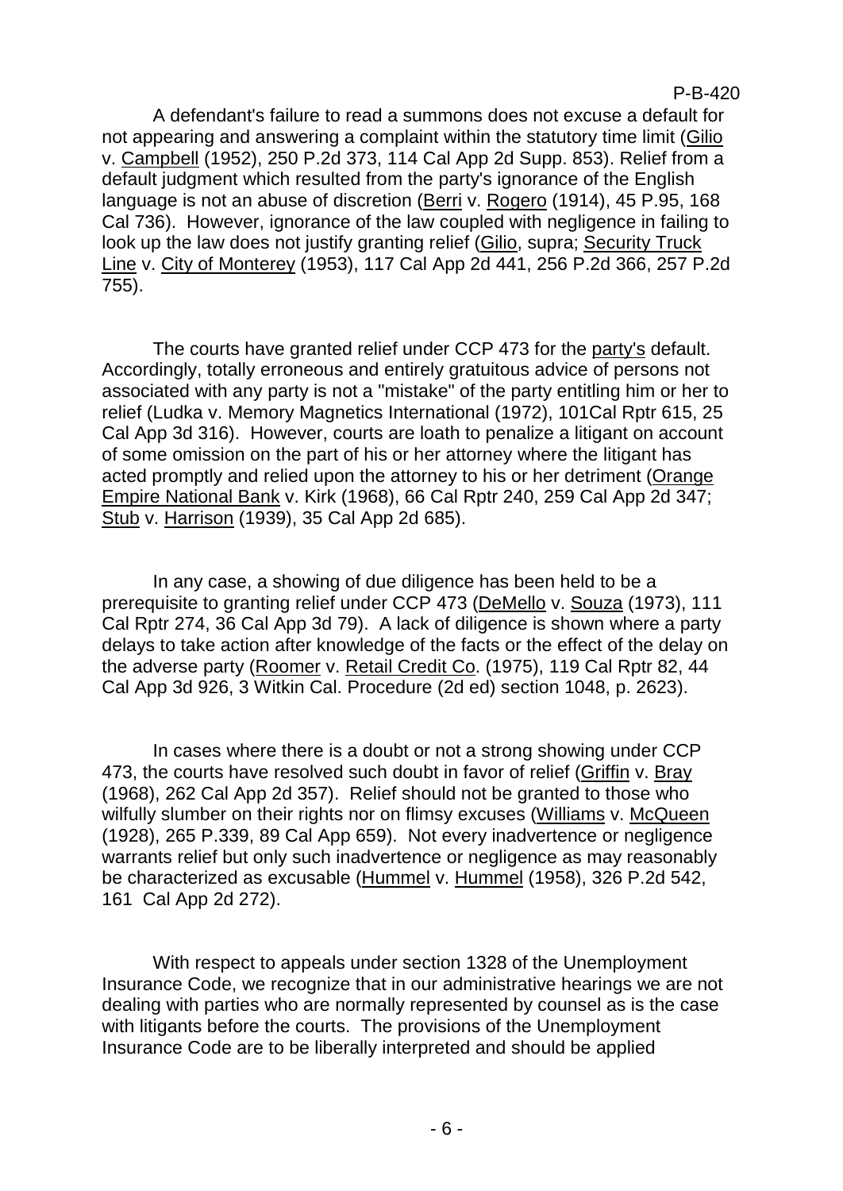A defendant's failure to read a summons does not excuse a default for not appearing and answering a complaint within the statutory time limit (Gilio v. Campbell (1952), 250 P.2d 373, 114 Cal App 2d Supp. 853). Relief from a default judgment which resulted from the party's ignorance of the English language is not an abuse of discretion (Berri v. Rogero (1914), 45 P.95, 168 Cal 736). However, ignorance of the law coupled with negligence in failing to look up the law does not justify granting relief (Gilio, supra; Security Truck Line v. City of Monterey (1953), 117 Cal App 2d 441, 256 P.2d 366, 257 P.2d 755).

The courts have granted relief under CCP 473 for the party's default. Accordingly, totally erroneous and entirely gratuitous advice of persons not associated with any party is not a "mistake" of the party entitling him or her to relief (Ludka v. Memory Magnetics International (1972), 101Cal Rptr 615, 25 Cal App 3d 316). However, courts are loath to penalize a litigant on account of some omission on the part of his or her attorney where the litigant has acted promptly and relied upon the attorney to his or her detriment (Orange Empire National Bank v. Kirk (1968), 66 Cal Rptr 240, 259 Cal App 2d 347; Stub v. Harrison (1939), 35 Cal App 2d 685).

In any case, a showing of due diligence has been held to be a prerequisite to granting relief under CCP 473 (DeMello v. Souza (1973), 111 Cal Rptr 274, 36 Cal App 3d 79). A lack of diligence is shown where a party delays to take action after knowledge of the facts or the effect of the delay on the adverse party (Roomer v. Retail Credit Co. (1975), 119 Cal Rptr 82, 44 Cal App 3d 926, 3 Witkin Cal. Procedure (2d ed) section 1048, p. 2623).

In cases where there is a doubt or not a strong showing under CCP 473, the courts have resolved such doubt in favor of relief (Griffin v. Bray (1968), 262 Cal App 2d 357). Relief should not be granted to those who wilfully slumber on their rights nor on flimsy excuses (Williams v. McQueen (1928), 265 P.339, 89 Cal App 659). Not every inadvertence or negligence warrants relief but only such inadvertence or negligence as may reasonably be characterized as excusable (Hummel v. Hummel (1958), 326 P.2d 542, 161 Cal App 2d 272).

With respect to appeals under section 1328 of the Unemployment Insurance Code, we recognize that in our administrative hearings we are not dealing with parties who are normally represented by counsel as is the case with litigants before the courts. The provisions of the Unemployment Insurance Code are to be liberally interpreted and should be applied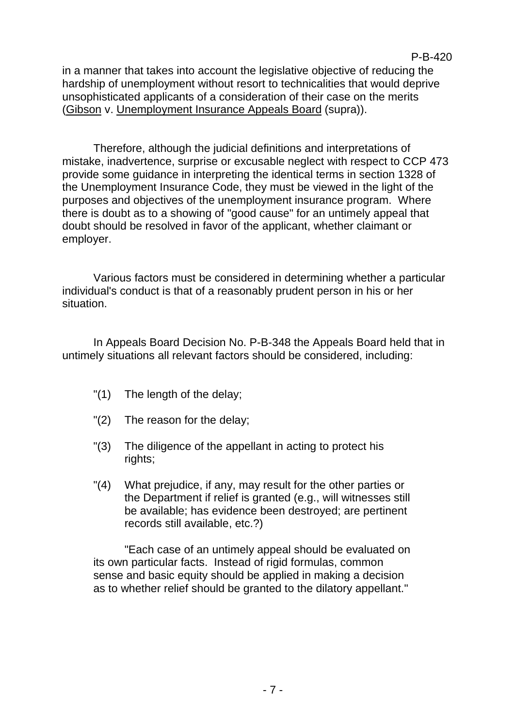in a manner that takes into account the legislative objective of reducing the hardship of unemployment without resort to technicalities that would deprive unsophisticated applicants of a consideration of their case on the merits (Gibson v. Unemployment Insurance Appeals Board (supra)).

Therefore, although the judicial definitions and interpretations of mistake, inadvertence, surprise or excusable neglect with respect to CCP 473 provide some guidance in interpreting the identical terms in section 1328 of the Unemployment Insurance Code, they must be viewed in the light of the purposes and objectives of the unemployment insurance program. Where there is doubt as to a showing of "good cause" for an untimely appeal that doubt should be resolved in favor of the applicant, whether claimant or employer.

Various factors must be considered in determining whether a particular individual's conduct is that of a reasonably prudent person in his or her situation.

In Appeals Board Decision No. P-B-348 the Appeals Board held that in untimely situations all relevant factors should be considered, including:

> "(1) The length of the delay;
>
> "(2) The reason for the delay;
>
> "(3) The diligence of the appellant in acting to protect his rights;
>
> "(4) What prejudice, if any, may result for the other parties or the Department if relief is granted (e.g., will witnesses still be available; has evidence been destroyed; are pertinent records still available, etc.?)
>
> "Each case of an untimely appeal should be evaluated on its own particular facts. Instead of rigid formulas, common sense and basic equity should be applied in making a decision as to whether relief should be granted to the dilatory appellant."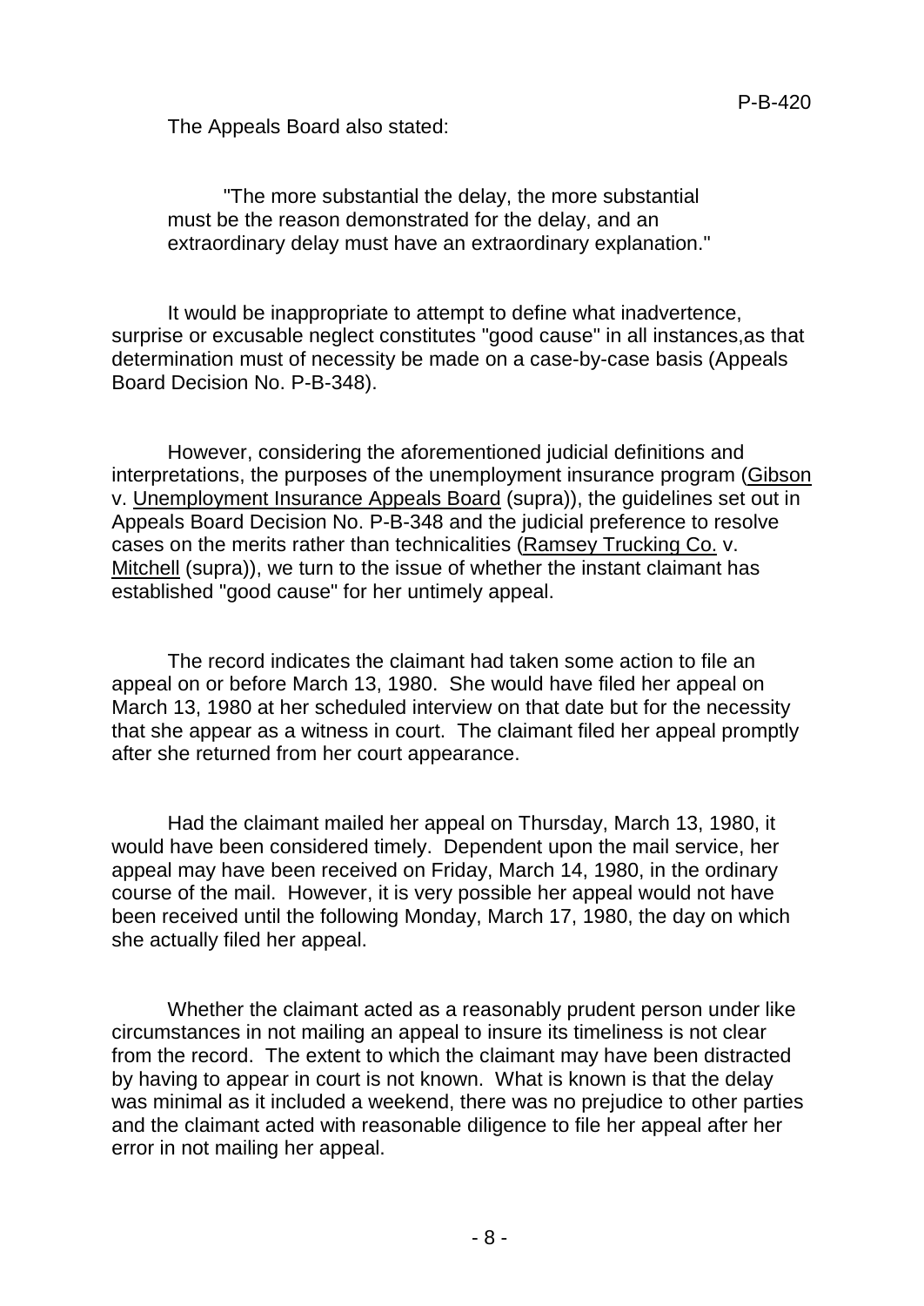The Appeals Board also stated:

> "The more substantial the delay, the more substantial must be the reason demonstrated for the delay, and an extraordinary delay must have an extraordinary explanation."

It would be inappropriate to attempt to define what inadvertence, surprise or excusable neglect constitutes "good cause" in all instances,as that determination must of necessity be made on a case-by-case basis (Appeals Board Decision No. P-B-348).

However, considering the aforementioned judicial definitions and interpretations, the purposes of the unemployment insurance program (Gibson v. Unemployment Insurance Appeals Board (supra)), the guidelines set out in Appeals Board Decision No. P-B-348 and the judicial preference to resolve cases on the merits rather than technicalities (Ramsey Trucking Co. v. Mitchell (supra)), we turn to the issue of whether the instant claimant has established "good cause" for her untimely appeal.

The record indicates the claimant had taken some action to file an appeal on or before March 13, 1980. She would have filed her appeal on March 13, 1980 at her scheduled interview on that date but for the necessity that she appear as a witness in court. The claimant filed her appeal promptly after she returned from her court appearance.

Had the claimant mailed her appeal on Thursday, March 13, 1980, it would have been considered timely. Dependent upon the mail service, her appeal may have been received on Friday, March 14, 1980, in the ordinary course of the mail. However, it is very possible her appeal would not have been received until the following Monday, March 17, 1980, the day on which she actually filed her appeal.

Whether the claimant acted as a reasonably prudent person under like circumstances in not mailing an appeal to insure its timeliness is not clear from the record. The extent to which the claimant may have been distracted by having to appear in court is not known. What is known is that the delay was minimal as it included a weekend, there was no prejudice to other parties and the claimant acted with reasonable diligence to file her appeal after her error in not mailing her appeal.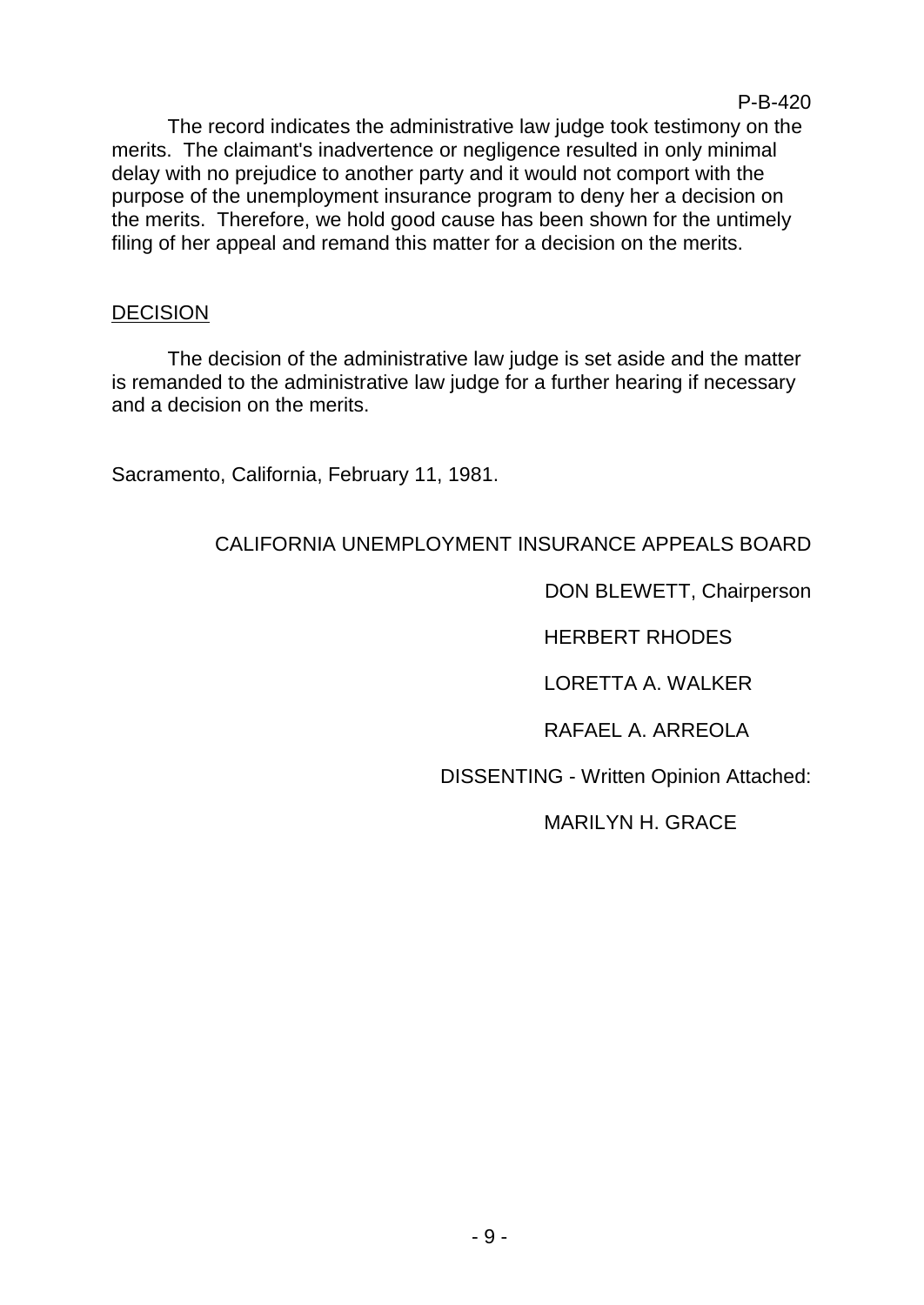The record indicates the administrative law judge took testimony on the merits. The claimant's inadvertence or negligence resulted in only minimal delay with no prejudice to another party and it would not comport with the purpose of the unemployment insurance program to deny her a decision on the merits. Therefore, we hold good cause has been shown for the untimely filing of her appeal and remand this matter for a decision on the merits.

## DECISION

The decision of the administrative law judge is set aside and the matter is remanded to the administrative law judge for a further hearing if necessary and a decision on the merits.

Sacramento, California, February 11, 1981.

CALIFORNIA UNEMPLOYMENT INSURANCE APPEALS BOARD

DON BLEWETT, Chairperson

HERBERT RHODES

LORETTA A. WALKER

RAFAEL A. ARREOLA

DISSENTING - Written Opinion Attached:

MARILYN H. GRACE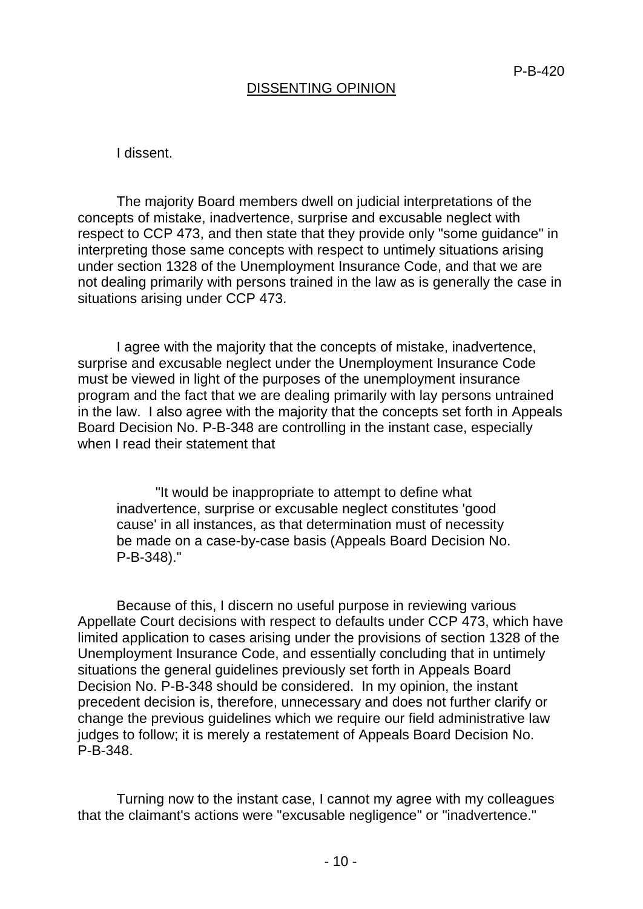## DISSENTING OPINION

I dissent.

The majority Board members dwell on judicial interpretations of the concepts of mistake, inadvertence, surprise and excusable neglect with respect to CCP 473, and then state that they provide only "some guidance" in interpreting those same concepts with respect to untimely situations arising under section 1328 of the Unemployment Insurance Code, and that we are not dealing primarily with persons trained in the law as is generally the case in situations arising under CCP 473.

I agree with the majority that the concepts of mistake, inadvertence, surprise and excusable neglect under the Unemployment Insurance Code must be viewed in light of the purposes of the unemployment insurance program and the fact that we are dealing primarily with lay persons untrained in the law. I also agree with the majority that the concepts set forth in Appeals Board Decision No. P-B-348 are controlling in the instant case, especially when I read their statement that

> "It would be inappropriate to attempt to define what inadvertence, surprise or excusable neglect constitutes 'good cause' in all instances, as that determination must of necessity be made on a case-by-case basis (Appeals Board Decision No. P-B-348)."

Because of this, I discern no useful purpose in reviewing various Appellate Court decisions with respect to defaults under CCP 473, which have limited application to cases arising under the provisions of section 1328 of the Unemployment Insurance Code, and essentially concluding that in untimely situations the general guidelines previously set forth in Appeals Board Decision No. P-B-348 should be considered. In my opinion, the instant precedent decision is, therefore, unnecessary and does not further clarify or change the previous guidelines which we require our field administrative law judges to follow; it is merely a restatement of Appeals Board Decision No. P-B-348.

Turning now to the instant case, I cannot my agree with my colleagues that the claimant's actions were "excusable negligence" or "inadvertence."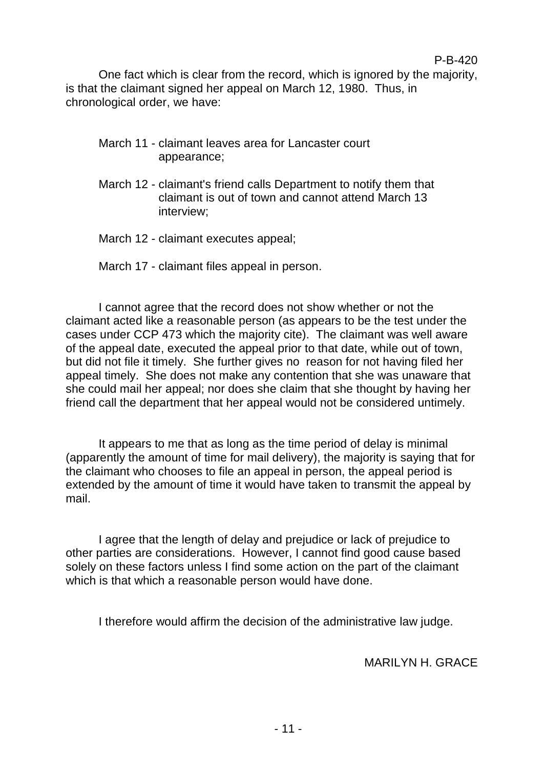One fact which is clear from the record, which is ignored by the majority, is that the claimant signed her appeal on March 12, 1980. Thus, in chronological order, we have:

March 11 - claimant leaves area for Lancaster court appearance;

March 12 - claimant's friend calls Department to notify them that claimant is out of town and cannot attend March 13 interview;

March 12 - claimant executes appeal;

March 17 - claimant files appeal in person.

I cannot agree that the record does not show whether or not the claimant acted like a reasonable person (as appears to be the test under the cases under CCP 473 which the majority cite). The claimant was well aware of the appeal date, executed the appeal prior to that date, while out of town, but did not file it timely. She further gives no reason for not having filed her appeal timely. She does not make any contention that she was unaware that she could mail her appeal; nor does she claim that she thought by having her friend call the department that her appeal would not be considered untimely.

It appears to me that as long as the time period of delay is minimal (apparently the amount of time for mail delivery), the majority is saying that for the claimant who chooses to file an appeal in person, the appeal period is extended by the amount of time it would have taken to transmit the appeal by mail.

I agree that the length of delay and prejudice or lack of prejudice to other parties are considerations. However, I cannot find good cause based solely on these factors unless I find some action on the part of the claimant which is that which a reasonable person would have done.

I therefore would affirm the decision of the administrative law judge.

MARILYN H. GRACE